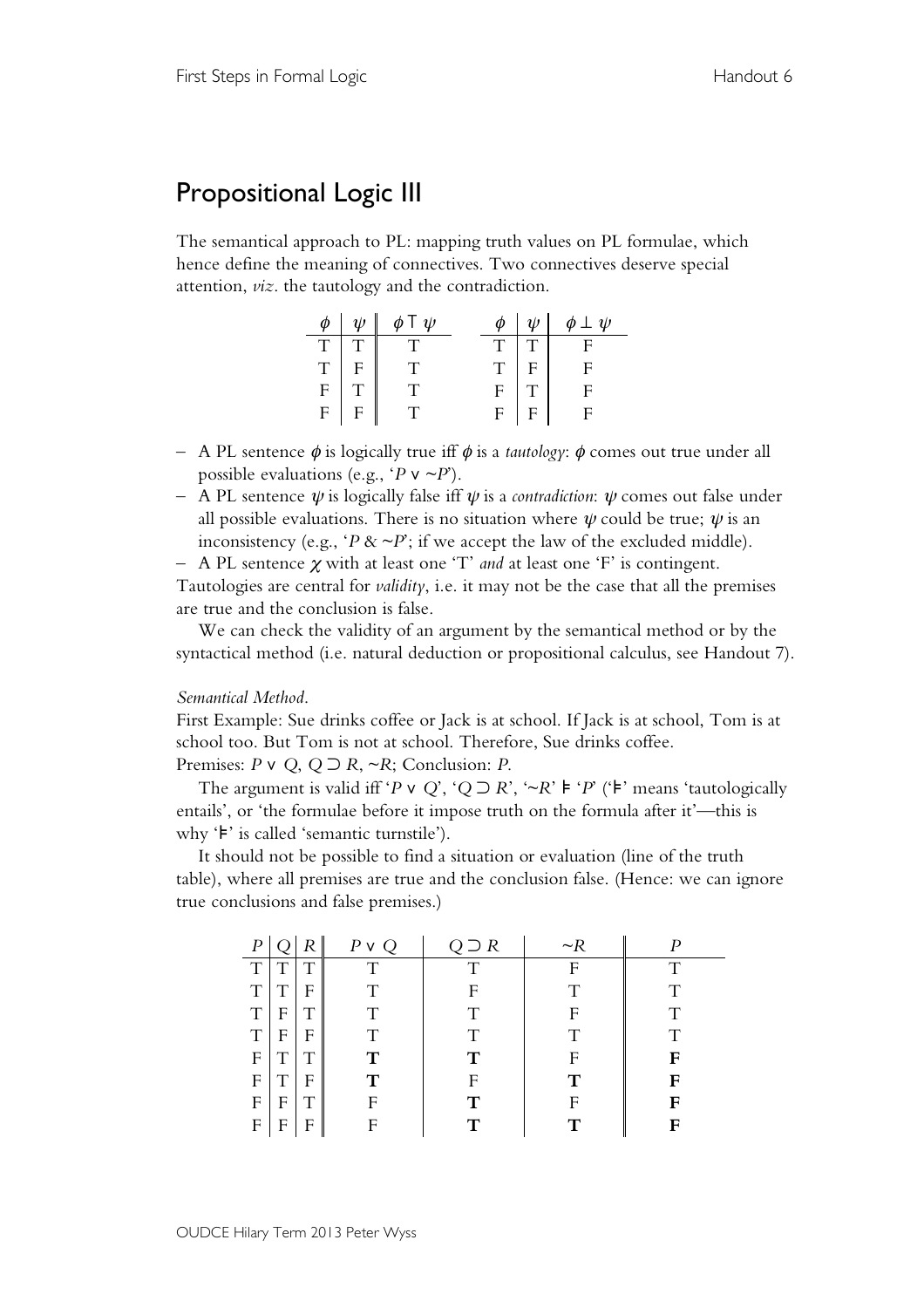# Propositional Logic III

The semantical approach to PL: mapping truth values on PL formulae, which hence define the meaning of connectives. Two connectives deserve special attention, *viz*. the tautology and the contradiction.

| $\phi$ | $\psi$ | $\phi \top \psi$ |
|---|---|---|
| T | T | T |
| T | F | T |
| F | T | T |
| F | F | T |

| $\phi$ | $\psi$ | $\phi \perp \psi$ |
|---|---|---|
| T | T | F |
| T | F | F |
| F | T | F |
| F | F | F |

- A PL sentence $\phi$ is logically true iff $\phi$ is a *tautology*: $\phi$ comes out true under all possible evaluations (e.g., '$P \vee \sim P$').
- A PL sentence $\psi$ is logically false iff $\psi$ is a *contradiction*: $\psi$ comes out false under all possible evaluations. There is no situation where $\psi$ could be true; $\psi$ is an inconsistency (e.g., '$P \& \sim P$'; if we accept the law of the excluded middle).
- A PL sentence $\chi$ with at least one 'T' *and* at least one 'F' is contingent.

Tautologies are central for *validity*, i.e. it may not be the case that all the premises are true and the conclusion is false.

We can check the validity of an argument by the semantical method or by the syntactical method (i.e. natural deduction or propositional calculus, see Handout 7).

*Semantical Method.*

First Example: Sue drinks coffee or Jack is at school. If Jack is at school, Tom is at school too. But Tom is not at school. Therefore, Sue drinks coffee.
Premises: $P \vee Q$, $Q \supset R$, $\sim R$; Conclusion: $P$.

The argument is valid iff '$P \vee Q$', '$Q \supset R$', '$\sim R$' $\vDash$ '$P$' ('$\vDash$' means 'tautologically entails', or 'the formulae before it impose truth on the formula after it'—this is why '$\vDash$' is called 'semantic turnstile').

It should not be possible to find a situation or evaluation (line of the truth table), where all premises are true and the conclusion false. (Hence: we can ignore true conclusions and false premises.)

| $P$ | $Q$ | $R$ | $P \vee Q$ | $Q \supset R$ | $\sim R$ | $P$ |
|---|---|---|---|---|---|---|
| T | T | T | T | T | F | T |
| T | T | F | T | F | T | T |
| T | F | T | T | T | F | T |
| T | F | F | T | T | T | T |
| F | T | T | **T** | **T** | F | **F** |
| F | T | F | **T** | F | **T** | **F** |
| F | F | T | F | **T** | F | **F** |
| F | F | F | F | **T** | **T** | **F** |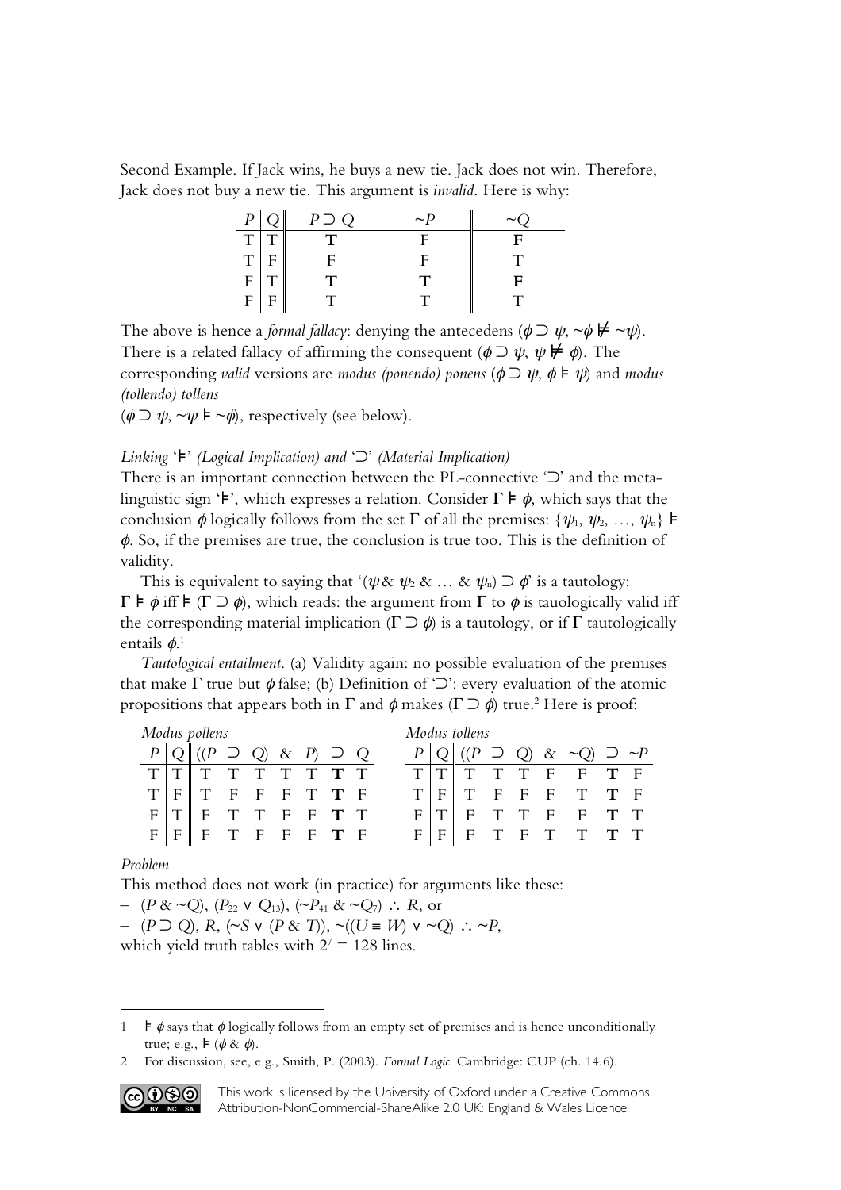Second Example. If Jack wins, he buys a new tie. Jack does not win. Therefore, Jack does not buy a new tie. This argument is *invalid*. Here is why:

| $P$ | $Q$ | $P \supset Q$ | $\sim P$ | $\sim Q$ |
|---|---|---|---|---|
| T | T | **T** | F | **F** |
| T | F | F | F | T |
| F | T | **T** | **T** | **F** |
| F | F | T | T | T |

The above is hence a *formal fallacy*: denying the antecedens ($\phi \supset \psi$, $\sim\phi \not\models \sim\psi$). There is a related fallacy of affirming the consequent ($\phi \supset \psi$, $\psi \not\models \phi$). The corresponding *valid* versions are *modus (ponendo) ponens* ($\phi \supset \psi$, $\phi \models \psi$) and *modus (tollendo) tollens*

($\phi \supset \psi$, $\sim\psi \models \sim\phi$), respectively (see below).

*Linking '⊧' (Logical Implication) and '⊃' (Material Implication)*

There is an important connection between the PL-connective '⊃' and the meta-linguistic sign '⊧', which expresses a relation. Consider $\Gamma \models \phi$, which says that the conclusion $\phi$ logically follows from the set $\Gamma$ of all the premises: $\{\psi_1, \psi_2, \ldots, \psi_n\} \models \phi$. So, if the premises are true, the conclusion is true too. This is the definition of validity.

This is equivalent to saying that '$(\psi \,\&\, \psi_2 \,\&\, \ldots \,\&\, \psi_n) \supset \phi$' is a tautology: $\Gamma \models \phi$ iff $\models (\Gamma \supset \phi)$, which reads: the argument from $\Gamma$ to $\phi$ is tauologically valid iff the corresponding material implication ($\Gamma \supset \phi$) is a tautology, or if $\Gamma$ tautologically entails $\phi$.[1]

*Tautological entailment*. (a) Validity again: no possible evaluation of the premises that make $\Gamma$ true but $\phi$ false; (b) Definition of '⊃': every evaluation of the atomic propositions that appears both in $\Gamma$ and $\phi$ makes ($\Gamma \supset \phi$) true.[2] Here is proof:

*Modus pollens*

| $P$ | $Q$ | (($P$ | $\supset$ | $Q$) | & | $P$) | $\supset$ | $Q$ |
|---|---|---|---|---|---|---|---|---|
| T | T | T | T | T | T | T | **T** | T |
| T | F | T | F | F | F | T | **T** | F |
| F | T | F | T | T | F | F | **T** | T |
| F | F | F | T | F | F | F | **T** | F |

*Modus tollens*

| $P$ | $Q$ | (($P$ | $\supset$ | $Q$) | & | $\sim Q$) | $\supset$ | $\sim P$ |
|---|---|---|---|---|---|---|---|---|
| T | T | T | T | T | F | F | **T** | F |
| T | F | T | F | F | F | T | **T** | F |
| F | T | F | T | T | F | F | **T** | T |
| F | F | F | T | F | T | T | **T** | T |

*Problem*

This method does not work (in practice) for arguments like these:

– ($P$ & $\sim Q$), ($P_{22} \vee Q_{13}$), ($\sim P_{41}$ & $\sim Q_7$) ∴ $R$, or

– ($P \supset Q$), $R$, ($\sim S \vee$ ($P$ & $T$)), $\sim((U \equiv W) \vee \sim Q)$ ∴ $\sim P$,

which yield truth tables with $2^7 = 128$ lines.

---

1 ⊧ $\phi$ says that $\phi$ logically follows from an empty set of premises and is hence unconditionally true; e.g., ⊧ ($\phi$ & $\phi$).

2 For discussion, see, e.g., Smith, P. (2003). *Formal Logic*. Cambridge: CUP (ch. 14.6).

This work is licensed by the University of Oxford under a Creative Commons Attribution-NonCommercial-ShareAlike 2.0 UK: England & Wales Licence